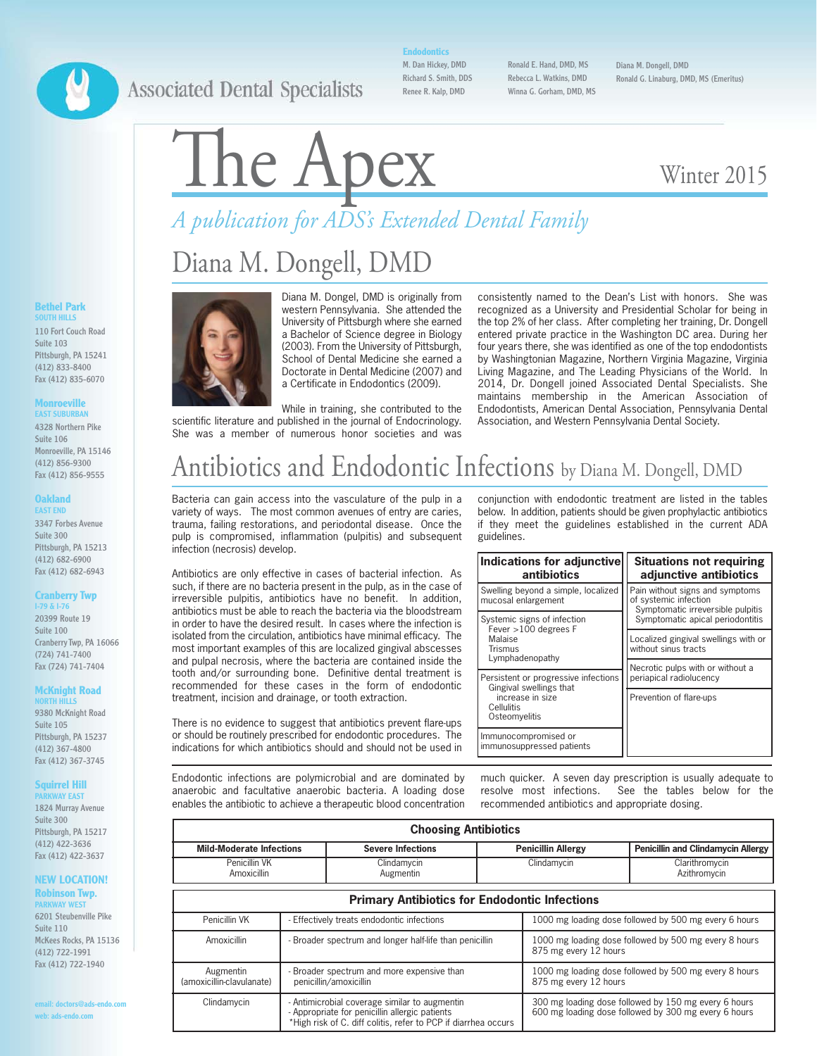# Associated Dental Specialists

**Endodontics**

M. Dan Hickey, DMD
Richard S. Smith, DDS
Renee R. Kalp, DMD
Ronald E. Hand, DMD, MS
Rebecca L. Watkins, DMD
Winna G. Gorham, DMD, MS
Diana M. Dongell, DMD
Ronald G. Linaburg, DMD, MS (Emeritus)

# The Apex

Winter 2015

*A publication for ADS's Extended Dental Family*

**Bethel Park**
SOUTH HILLS
110 Fort Couch Road
Suite 103
Pittsburgh, PA 15241
(412) 833-8400
Fax (412) 835-6070

**Monroeville**
EAST SUBURBAN
4328 Northern Pike
Suite 106
Monroeville, PA 15146
(412) 856-9300
Fax (412) 856-9555

**Oakland**
EAST END
3347 Forbes Avenue
Suite 300
Pittsburgh, PA 15213
(412) 682-6900
Fax (412) 682-6943

**Cranberry Twp**
I-79 & I-76
20399 Route 19
Suite 100
Cranberry Twp, PA 16066
(724) 741-7400
Fax (724) 741-7404

**McKnight Road**
NORTH HILLS
9380 McKnight Road
Suite 105
Pittsburgh, PA 15237
(412) 367-4800
Fax (412) 367-3745

**Squirrel Hill**
PARKWAY EAST
1824 Murray Avenue
Suite 300
Pittsburgh, PA 15217
(412) 422-3636
Fax (412) 422-3637

**NEW LOCATION!**
**Robinson Twp.**
PARKWAY WEST
6201 Steubenville Pike
Suite 110
McKees Rocks, PA 15136
(412) 722-1991
Fax (412) 722-1940

email: doctors@ads-endo.com
web: ads-endo.com

## Diana M. Dongell, DMD

Diana M. Dongel, DMD is originally from western Pennsylvania. She attended the University of Pittsburgh where she earned a Bachelor of Science degree in Biology (2003). From the University of Pittsburgh, School of Dental Medicine she earned a Doctorate in Dental Medicine (2007) and a Certificate in Endodontics (2009).

While in training, she contributed to the scientific literature and published in the journal of Endocrinology. She was a member of numerous honor societies and was consistently named to the Dean's List with honors. She was recognized as a University and Presidential Scholar for being in the top 2% of her class. After completing her training, Dr. Dongell entered private practice in the Washington DC area. During her four years there, she was identified as one of the top endodontists by Washingtonian Magazine, Northern Virginia Magazine, Virginia Living Magazine, and The Leading Physicians of the World. In 2014, Dr. Dongell joined Associated Dental Specialists. She maintains membership in the American Association of Endodontists, American Dental Association, Pennsylvania Dental Association, and Western Pennsylvania Dental Society.

## Antibiotics and Endodontic Infections by Diana M. Dongell, DMD

Bacteria can gain access into the vasculature of the pulp in a variety of ways. The most common avenues of entry are caries, trauma, failing restorations, and periodontal disease. Once the pulp is compromised, inflammation (pulpitis) and subsequent infection (necrosis) develop.

Antibiotics are only effective in cases of bacterial infection. As such, if there are no bacteria present in the pulp, as in the case of irreversible pulpitis, antibiotics have no benefit. In addition, antibiotics must be able to reach the bacteria via the bloodstream in order to have the desired result. In cases where the infection is isolated from the circulation, antibiotics have minimal efficacy. The most important examples of this are localized gingival abscesses and pulpal necrosis, where the bacteria are contained inside the tooth and/or surrounding bone. Definitive dental treatment is recommended for these cases in the form of endodontic treatment, incision and drainage, or tooth extraction.

There is no evidence to suggest that antibiotics prevent flare-ups or should be routinely prescribed for endodontic procedures. The indications for which antibiotics should and should not be used in conjunction with endodontic treatment are listed in the tables below. In addition, patients should be given prophylactic antibiotics if they meet the guidelines established in the current ADA guidelines.

| Indications for adjunctive antibiotics | Situations not requiring adjunctive antibiotics |
|---|---|
| Swelling beyond a simple, localized mucosal enlargement | Pain without signs and symptoms of systemic infection<br>Symptomatic irreversible pulpitis<br>Symptomatic apical periodontitis |
| Systemic signs of infection<br>Fever >100 degrees F<br>Malaise<br>Trismus<br>Lymphadenopathy | Localized gingival swellings with or without sinus tracts |
| Persistent or progressive infections<br>Gingival swellings that increase in size<br>Cellulitis<br>Osteomyelitis | Necrotic pulps with or without a periapical radiolucency |
| Immunocompromised or immunosuppressed patients | Prevention of flare-ups |

Endodontic infections are polymicrobial and are dominated by anaerobic and facultative anaerobic bacteria. A loading dose enables the antibiotic to achieve a therapeutic blood concentration much quicker. A seven day prescription is usually adequate to resolve most infections. See the tables below for the recommended antibiotics and appropriate dosing.

**Choosing Antibiotics**

| Mild-Moderate Infections | Severe Infections | Penicillin Allergy | Penicillin and Clindamycin Allergy |
|---|---|---|---|
| Penicillin VK<br>Amoxicillin | Clindamycin<br>Augmentin | Clindamycin | Clarithromycin<br>Azithromycin |

**Primary Antibiotics for Endodontic Infections**

| Antibiotic | Notes | Dosing |
|---|---|---|
| Penicillin VK | - Effectively treats endodontic infections | 1000 mg loading dose followed by 500 mg every 6 hours |
| Amoxicillin | - Broader spectrum and longer half-life than penicillin | 1000 mg loading dose followed by 500 mg every 8 hours<br>875 mg every 12 hours |
| Augmentin (amoxicillin-clavulanate) | - Broader spectrum and more expensive than penicillin/amoxicillin | 1000 mg loading dose followed by 500 mg every 8 hours<br>875 mg every 12 hours |
| Clindamycin | - Antimicrobial coverage similar to augmentin<br>- Appropriate for penicillin allergic patients<br>*High risk of C. diff colitis, refer to PCP if diarrhea occurs | 300 mg loading dose followed by 150 mg every 6 hours<br>600 mg loading dose followed by 300 mg every 6 hours |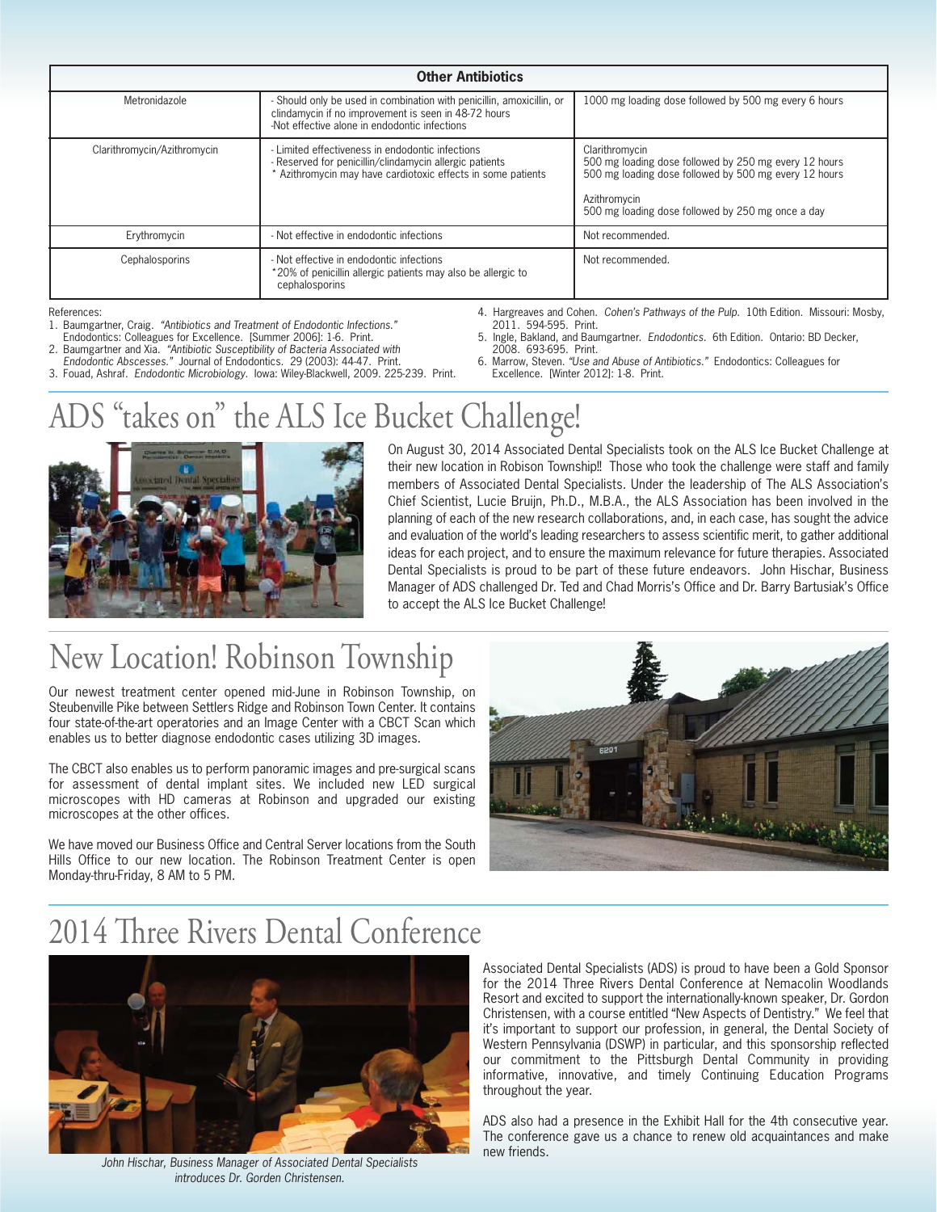| Other Antibiotics | | |
|---|---|---|
| Metronidazole | - Should only be used in combination with penicillin, amoxicillin, or clindamycin if no improvement is seen in 48-72 hours<br>-Not effective alone in endodontic infections | 1000 mg loading dose followed by 500 mg every 6 hours |
| Clarithromycin/Azithromycin | - Limited effectiveness in endodontic infections<br>- Reserved for penicillin/clindamycin allergic patients<br>* Azithromycin may have cardiotoxic effects in some patients | Clarithromycin<br>500 mg loading dose followed by 250 mg every 12 hours<br>500 mg loading dose followed by 500 mg every 12 hours<br><br>Azithromycin<br>500 mg loading dose followed by 250 mg once a day |
| Erythromycin | - Not effective in endodontic infections | Not recommended. |
| Cephalosporins | - Not effective in endodontic infections<br>*20% of penicillin allergic patients may also be allergic to cephalosporins | Not recommended. |

References:

1. Baumgartner, Craig. *"Antibiotics and Treatment of Endodontic Infections."* Endodontics: Colleagues for Excellence. [Summer 2006]: 1-6. Print.
2. Baumgartner and Xia. *"Antibiotic Susceptibility of Bacteria Associated with Endodontic Abscesses."* Journal of Endodontics. 29 (2003): 44-47. Print.
3. Fouad, Ashraf. *Endodontic Microbiology.* Iowa: Wiley-Blackwell, 2009. 225-239. Print.
4. Hargreaves and Cohen. *Cohen's Pathways of the Pulp.* 10th Edition. Missouri: Mosby, 2011. 594-595. Print.
5. Ingle, Bakland, and Baumgartner. *Endodontics.* 6th Edition. Ontario: BD Decker, 2008. 693-695. Print.
6. Marrow, Steven. *"Use and Abuse of Antibiotics."* Endodontics: Colleagues for Excellence. [Winter 2012]: 1-8. Print.

# ADS "takes on" the ALS Ice Bucket Challenge!

On August 30, 2014 Associated Dental Specialists took on the ALS Ice Bucket Challenge at their new location in Robison Township!! Those who took the challenge were staff and family members of Associated Dental Specialists. Under the leadership of The ALS Association's Chief Scientist, Lucie Bruijn, Ph.D., M.B.A., the ALS Association has been involved in the planning of each of the new research collaborations, and, in each case, has sought the advice and evaluation of the world's leading researchers to assess scientific merit, to gather additional ideas for each project, and to ensure the maximum relevance for future therapies. Associated Dental Specialists is proud to be part of these future endeavors. John Hischar, Business Manager of ADS challenged Dr. Ted and Chad Morris's Office and Dr. Barry Bartusiak's Office to accept the ALS Ice Bucket Challenge!

# New Location! Robinson Township

Our newest treatment center opened mid-June in Robinson Township, on Steubenville Pike between Settlers Ridge and Robinson Town Center. It contains four state-of-the-art operatories and an Image Center with a CBCT Scan which enables us to better diagnose endodontic cases utilizing 3D images.

The CBCT also enables us to perform panoramic images and pre-surgical scans for assessment of dental implant sites. We included new LED surgical microscopes with HD cameras at Robinson and upgraded our existing microscopes at the other offices.

We have moved our Business Office and Central Server locations from the South Hills Office to our new location. The Robinson Treatment Center is open Monday-thru-Friday, 8 AM to 5 PM.

# 2014 Three Rivers Dental Conference

*John Hischar, Business Manager of Associated Dental Specialists introduces Dr. Gorden Christensen.*

Associated Dental Specialists (ADS) is proud to have been a Gold Sponsor for the 2014 Three Rivers Dental Conference at Nemacolin Woodlands Resort and excited to support the internationally-known speaker, Dr. Gordon Christensen, with a course entitled "New Aspects of Dentistry." We feel that it's important to support our profession, in general, the Dental Society of Western Pennsylvania (DSWP) in particular, and this sponsorship reflected our commitment to the Pittsburgh Dental Community in providing informative, innovative, and timely Continuing Education Programs throughout the year.

ADS also had a presence in the Exhibit Hall for the 4th consecutive year. The conference gave us a chance to renew old acquaintances and make new friends.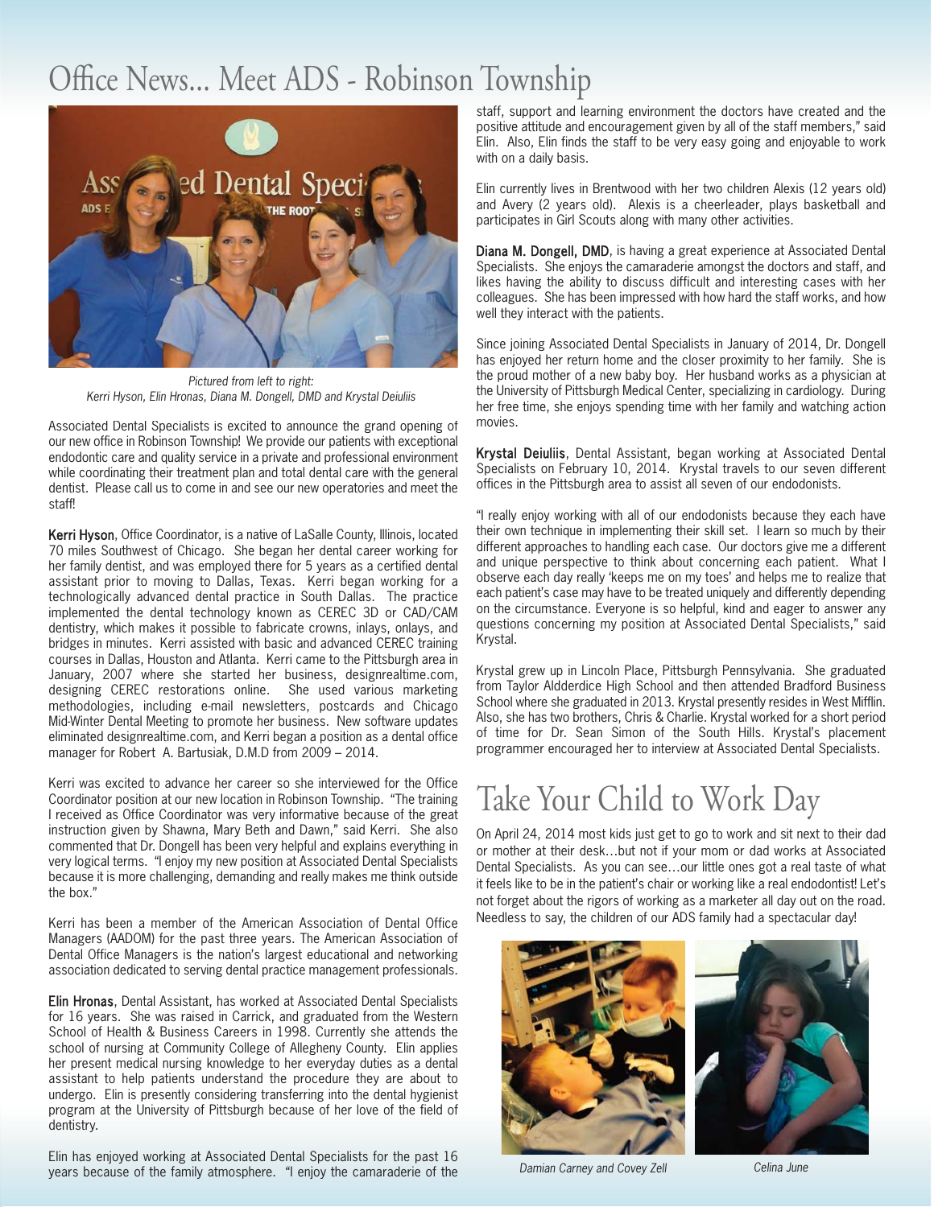# Office News... Meet ADS - Robinson Township

*Pictured from left to right:*
*Kerri Hyson, Elin Hronas, Diana M. Dongell, DMD and Krystal Deiuliis*

Associated Dental Specialists is excited to announce the grand opening of our new office in Robinson Township! We provide our patients with exceptional endodontic care and quality service in a private and professional environment while coordinating their treatment plan and total dental care with the general dentist. Please call us to come in and see our new operatories and meet the staff!

**Kerri Hyson**, Office Coordinator, is a native of LaSalle County, Illinois, located 70 miles Southwest of Chicago. She began her dental career working for her family dentist, and was employed there for 5 years as a certified dental assistant prior to moving to Dallas, Texas. Kerri began working for a technologically advanced dental practice in South Dallas. The practice implemented the dental technology known as CEREC 3D or CAD/CAM dentistry, which makes it possible to fabricate crowns, inlays, onlays, and bridges in minutes. Kerri assisted with basic and advanced CEREC training courses in Dallas, Houston and Atlanta. Kerri came to the Pittsburgh area in January, 2007 where she started her business, designrealtime.com, designing CEREC restorations online. She used various marketing methodologies, including e-mail newsletters, postcards and Chicago Mid-Winter Dental Meeting to promote her business. New software updates eliminated designrealtime.com, and Kerri began a position as a dental office manager for Robert A. Bartusiak, D.M.D from 2009 – 2014.

Kerri was excited to advance her career so she interviewed for the Office Coordinator position at our new location in Robinson Township. "The training I received as Office Coordinator was very informative because of the great instruction given by Shawna, Mary Beth and Dawn," said Kerri. She also commented that Dr. Dongell has been very helpful and explains everything in very logical terms. "I enjoy my new position at Associated Dental Specialists because it is more challenging, demanding and really makes me think outside the box."

Kerri has been a member of the American Association of Dental Office Managers (AADOM) for the past three years. The American Association of Dental Office Managers is the nation's largest educational and networking association dedicated to serving dental practice management professionals.

**Elin Hronas**, Dental Assistant, has worked at Associated Dental Specialists for 16 years. She was raised in Carrick, and graduated from the Western School of Health & Business Careers in 1998. Currently she attends the school of nursing at Community College of Allegheny County. Elin applies her present medical nursing knowledge to her everyday duties as a dental assistant to help patients understand the procedure they are about to undergo. Elin is presently considering transferring into the dental hygienist program at the University of Pittsburgh because of her love of the field of dentistry.

Elin has enjoyed working at Associated Dental Specialists for the past 16 years because of the family atmosphere. "I enjoy the camaraderie of the staff, support and learning environment the doctors have created and the positive attitude and encouragement given by all of the staff members," said Elin. Also, Elin finds the staff to be very easy going and enjoyable to work with on a daily basis.

Elin currently lives in Brentwood with her two children Alexis (12 years old) and Avery (2 years old). Alexis is a cheerleader, plays basketball and participates in Girl Scouts along with many other activities.

**Diana M. Dongell, DMD**, is having a great experience at Associated Dental Specialists. She enjoys the camaraderie amongst the doctors and staff, and likes having the ability to discuss difficult and interesting cases with her colleagues. She has been impressed with how hard the staff works, and how well they interact with the patients.

Since joining Associated Dental Specialists in January of 2014, Dr. Dongell has enjoyed her return home and the closer proximity to her family. She is the proud mother of a new baby boy. Her husband works as a physician at the University of Pittsburgh Medical Center, specializing in cardiology. During her free time, she enjoys spending time with her family and watching action movies.

**Krystal Deiuliis**, Dental Assistant, began working at Associated Dental Specialists on February 10, 2014. Krystal travels to our seven different offices in the Pittsburgh area to assist all seven of our endodonists.

"I really enjoy working with all of our endodonists because they each have their own technique in implementing their skill set. I learn so much by their different approaches to handling each case. Our doctors give me a different and unique perspective to think about concerning each patient. What I observe each day really 'keeps me on my toes' and helps me to realize that each patient's case may have to be treated uniquely and differently depending on the circumstance. Everyone is so helpful, kind and eager to answer any questions concerning my position at Associated Dental Specialists," said Krystal.

Krystal grew up in Lincoln Place, Pittsburgh Pennsylvania. She graduated from Taylor Aldderdice High School and then attended Bradford Business School where she graduated in 2013. Krystal presently resides in West Mifflin. Also, she has two brothers, Chris & Charlie. Krystal worked for a short period of time for Dr. Sean Simon of the South Hills. Krystal's placement programmer encouraged her to interview at Associated Dental Specialists.

# Take Your Child to Work Day

On April 24, 2014 most kids just get to go to work and sit next to their dad or mother at their desk…but not if your mom or dad works at Associated Dental Specialists. As you can see…our little ones got a real taste of what it feels like to be in the patient's chair or working like a real endodontist! Let's not forget about the rigors of working as a marketer all day out on the road. Needless to say, the children of our ADS family had a spectacular day!

*Damian Carney and Covey Zell*

*Celina June*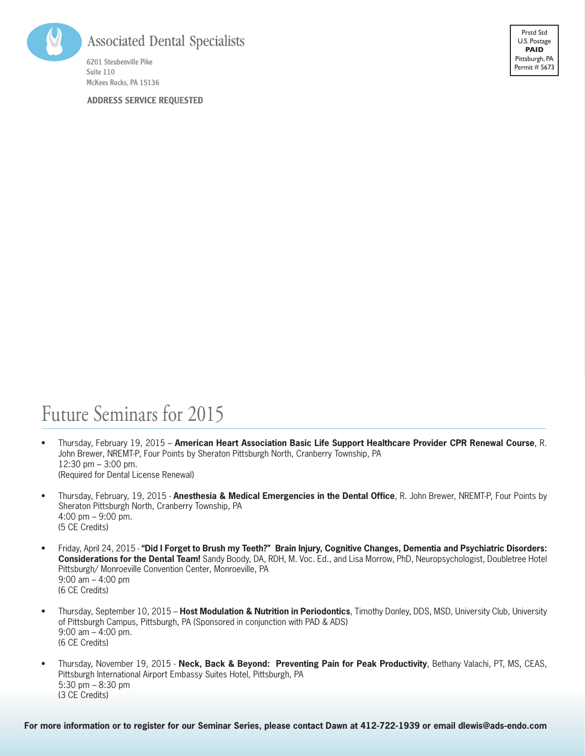Associated Dental Specialists

6201 Steubenville Pike
Suite 110
McKees Rocks, PA 15136

ADDRESS SERVICE REQUESTED

Prstd Std
U.S. Postage
**PAID**
Pittsburgh, PA
Permit # 5673

# Future Seminars for 2015

- Thursday, February 19, 2015 – **American Heart Association Basic Life Support Healthcare Provider CPR Renewal Course**, R. John Brewer, NREMT-P, Four Points by Sheraton Pittsburgh North, Cranberry Township, PA
  12:30 pm – 3:00 pm.
  (Required for Dental License Renewal)

- Thursday, February, 19, 2015 - **Anesthesia & Medical Emergencies in the Dental Office**, R. John Brewer, NREMT-P, Four Points by Sheraton Pittsburgh North, Cranberry Township, PA
  4:00 pm – 9:00 pm.
  (5 CE Credits)

- Friday, April 24, 2015 - **"Did I Forget to Brush my Teeth?" Brain Injury, Cognitive Changes, Dementia and Psychiatric Disorders: Considerations for the Dental Team!** Sandy Boody, DA, RDH, M. Voc. Ed., and Lisa Morrow, PhD, Neuropsychologist, Doubletree Hotel Pittsburgh/ Monroeville Convention Center, Monroeville, PA
  9:00 am – 4:00 pm
  (6 CE Credits)

- Thursday, September 10, 2015 – **Host Modulation & Nutrition in Periodontics**, Timothy Donley, DDS, MSD, University Club, University of Pittsburgh Campus, Pittsburgh, PA (Sponsored in conjunction with PAD & ADS)
  9:00 am – 4:00 pm.
  (6 CE Credits)

- Thursday, November 19, 2015 - **Neck, Back & Beyond: Preventing Pain for Peak Productivity**, Bethany Valachi, PT, MS, CEAS, Pittsburgh International Airport Embassy Suites Hotel, Pittsburgh, PA
  5:30 pm – 8:30 pm
  (3 CE Credits)

**For more information or to register for our Seminar Series, please contact Dawn at 412-722-1939 or email dlewis@ads-endo.com**